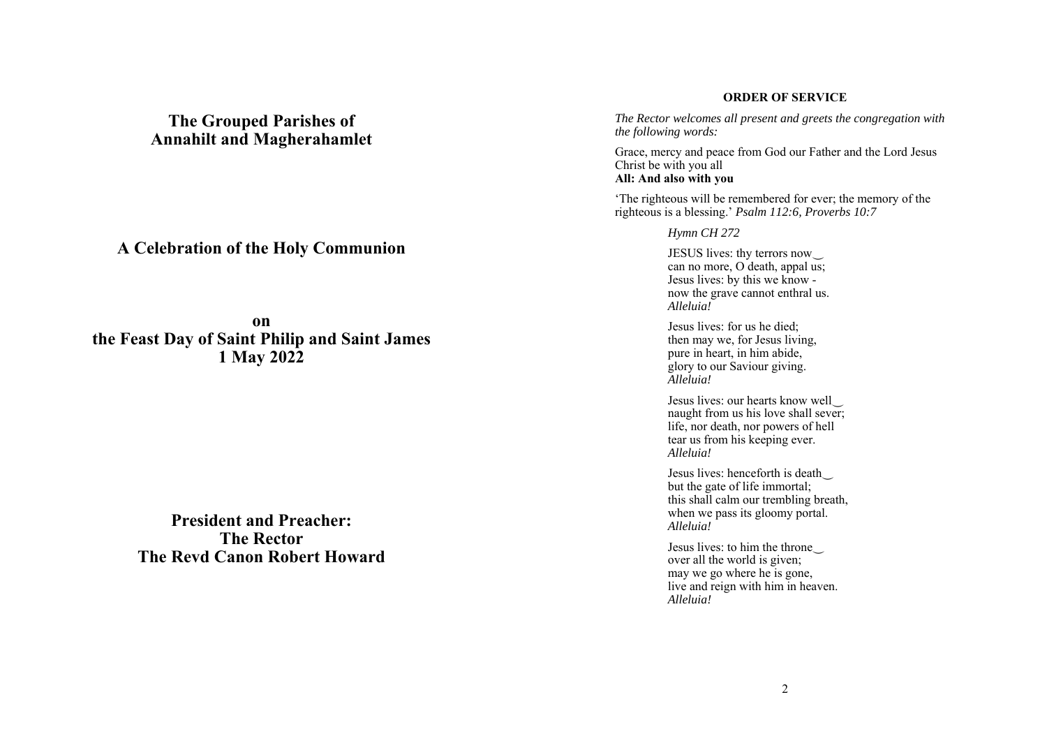# The Grouped Parishes of Annahilt and Magherahamlet

## A Celebration of the Holy Communion

## on the Feast Day of Saint Philip and Saint James 1 May 2022

## President and Preacher: The Rector The Revd Canon Robert Howard

**ORDER OF SERVICE**

*The Rector welcomes all present and greets the congregation with the following words:*

Grace, mercy and peace from God our Father and the Lord Jesus Christ be with you all
**All: And also with you**

'The righteous will be remembered for ever; the memory of the righteous is a blessing.' *Psalm 112:6, Proverbs 10:7*

*Hymn CH 272*

JESUS lives: thy terrors now‿
can no more, O death, appal us;
Jesus lives: by this we know -
now the grave cannot enthral us.
*Alleluia!*

Jesus lives: for us he died;
then may we, for Jesus living,
pure in heart, in him abide,
glory to our Saviour giving.
*Alleluia!*

Jesus lives: our hearts know well‿
naught from us his love shall sever;
life, nor death, nor powers of hell
tear us from his keeping ever.
*Alleluia!*

Jesus lives: henceforth is death‿
but the gate of life immortal;
this shall calm our trembling breath,
when we pass its gloomy portal.
*Alleluia!*

Jesus lives: to him the throne‿
over all the world is given;
may we go where he is gone,
live and reign with him in heaven.
*Alleluia!*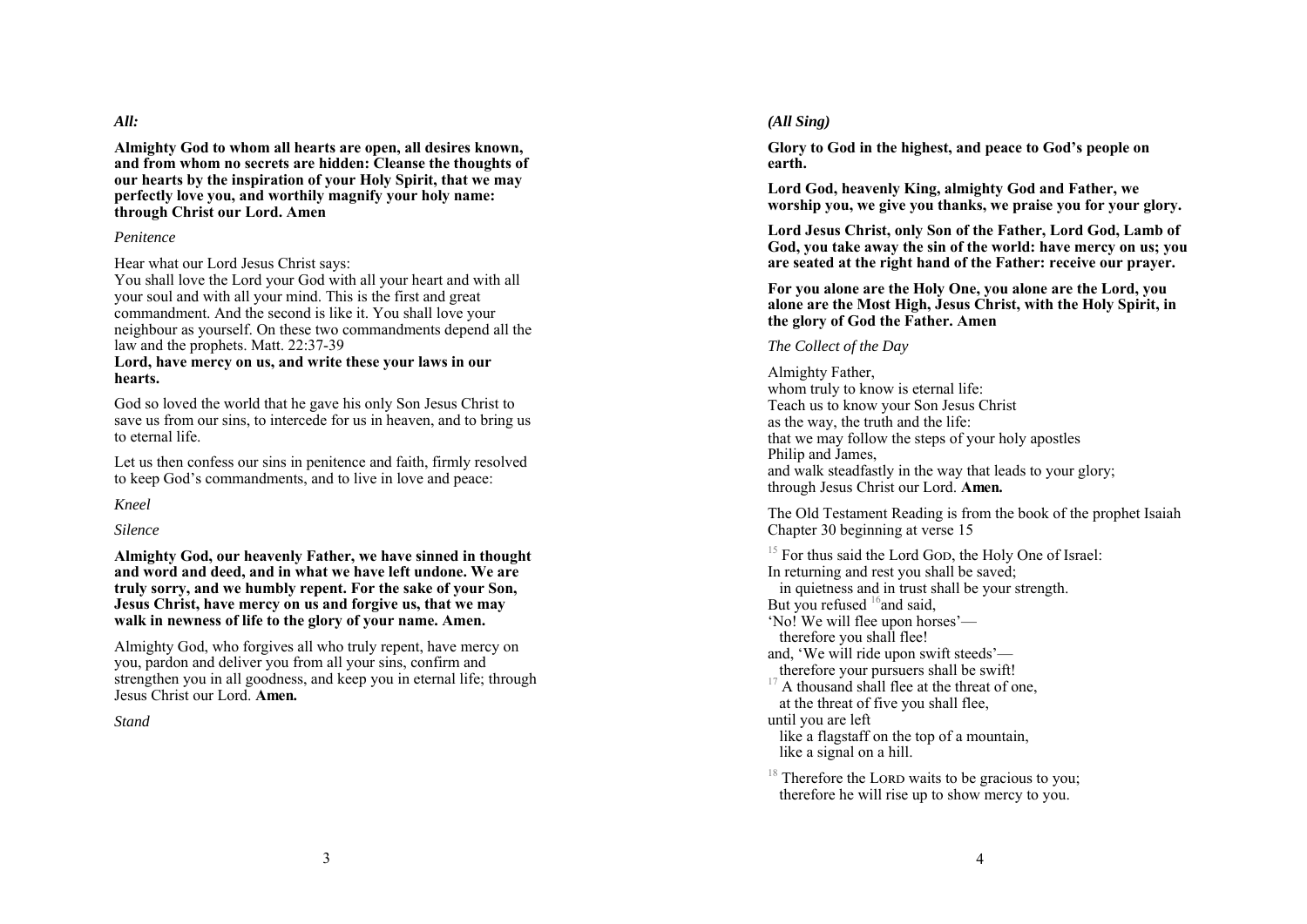*All:*

**Almighty God to whom all hearts are open, all desires known, and from whom no secrets are hidden: Cleanse the thoughts of our hearts by the inspiration of your Holy Spirit, that we may perfectly love you, and worthily magnify your holy name: through Christ our Lord. Amen**

*Penitence*

Hear what our Lord Jesus Christ says:
You shall love the Lord your God with all your heart and with all your soul and with all your mind. This is the first and great commandment. And the second is like it. You shall love your neighbour as yourself. On these two commandments depend all the law and the prophets. Matt. 22:37-39
**Lord, have mercy on us, and write these your laws in our hearts.**

God so loved the world that he gave his only Son Jesus Christ to save us from our sins, to intercede for us in heaven, and to bring us to eternal life.

Let us then confess our sins in penitence and faith, firmly resolved to keep God's commandments, and to live in love and peace:

*Kneel*

*Silence*

**Almighty God, our heavenly Father, we have sinned in thought and word and deed, and in what we have left undone. We are truly sorry, and we humbly repent. For the sake of your Son, Jesus Christ, have mercy on us and forgive us, that we may walk in newness of life to the glory of your name. Amen.**

Almighty God, who forgives all who truly repent, have mercy on you, pardon and deliver you from all your sins, confirm and strengthen you in all goodness, and keep you in eternal life; through Jesus Christ our Lord. **Amen.**

*Stand*

*(All Sing)*

**Glory to God in the highest, and peace to God's people on earth.**

**Lord God, heavenly King, almighty God and Father, we worship you, we give you thanks, we praise you for your glory.**

**Lord Jesus Christ, only Son of the Father, Lord God, Lamb of God, you take away the sin of the world: have mercy on us; you are seated at the right hand of the Father: receive our prayer.**

**For you alone are the Holy One, you alone are the Lord, you alone are the Most High, Jesus Christ, with the Holy Spirit, in the glory of God the Father. Amen**

*The Collect of the Day*

Almighty Father,
whom truly to know is eternal life:
Teach us to know your Son Jesus Christ
as the way, the truth and the life:
that we may follow the steps of your holy apostles
Philip and James,
and walk steadfastly in the way that leads to your glory;
through Jesus Christ our Lord. **Amen.**

The Old Testament Reading is from the book of the prophet Isaiah Chapter 30 beginning at verse 15

[15] For thus said the Lord GOD, the Holy One of Israel:
In returning and rest you shall be saved;
in quietness and in trust shall be your strength.
But you refused [16]and said,
'No! We will flee upon horses'—
therefore you shall flee!
and, 'We will ride upon swift steeds'—
therefore your pursuers shall be swift!
[17] A thousand shall flee at the threat of one,
at the threat of five you shall flee,
until you are left
like a flagstaff on the top of a mountain,
like a signal on a hill.

[18] Therefore the LORD waits to be gracious to you;
therefore he will rise up to show mercy to you.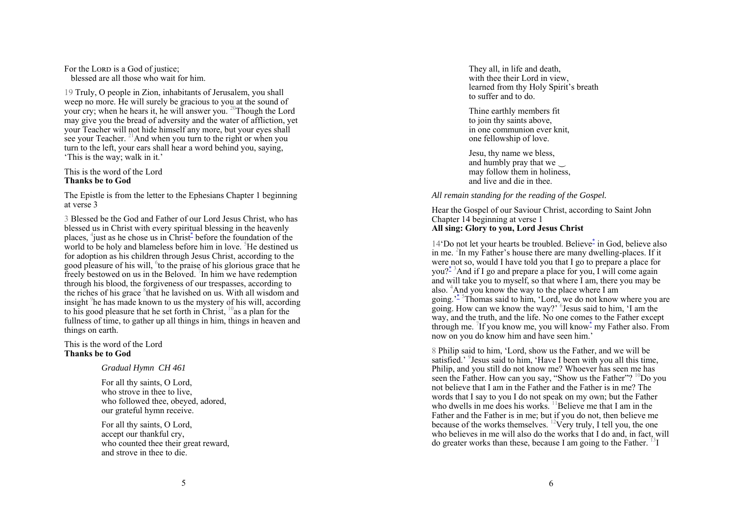For the LORD is a God of justice;
  blessed are all those who wait for him.

19 Truly, O people in Zion, inhabitants of Jerusalem, you shall weep no more. He will surely be gracious to you at the sound of your cry; when he hears it, he will answer you. [20]Though the Lord may give you the bread of adversity and the water of affliction, yet your Teacher will not hide himself any more, but your eyes shall see your Teacher. [21]And when you turn to the right or when you turn to the left, your ears shall hear a word behind you, saying, 'This is the way; walk in it.'

This is the word of the Lord
**Thanks be to God**

The Epistle is from the letter to the Ephesians Chapter 1 beginning at verse 3

3 Blessed be the God and Father of our Lord Jesus Christ, who has blessed us in Christ with every spiritual blessing in the heavenly places, [4]just as he chose us in Christ* before the foundation of the world to be holy and blameless before him in love. [5]He destined us for adoption as his children through Jesus Christ, according to the good pleasure of his will, [6]to the praise of his glorious grace that he freely bestowed on us in the Beloved. [7]In him we have redemption through his blood, the forgiveness of our trespasses, according to the riches of his grace [8]that he lavished on us. With all wisdom and insight [9]he has made known to us the mystery of his will, according to his good pleasure that he set forth in Christ, [10]as a plan for the fullness of time, to gather up all things in him, things in heaven and things on earth.

This is the word of the Lord
**Thanks be to God**

*Gradual Hymn CH 461*

For all thy saints, O Lord,
who strove in thee to live,
who followed thee, obeyed, adored,
our grateful hymn receive.

For all thy saints, O Lord,
accept our thankful cry,
who counted thee their great reward,
and strove in thee to die.

They all, in life and death,
with thee their Lord in view,
learned from thy Holy Spirit's breath
to suffer and to do.

Thine earthly members fit
to join thy saints above,
in one communion ever knit,
one fellowship of love.

Jesu, thy name we bless,
and humbly pray that we ‿
may follow them in holiness,
and live and die in thee.

*All remain standing for the reading of the Gospel.*

Hear the Gospel of our Saviour Christ, according to Saint John Chapter 14 beginning at verse 1
**All sing: Glory to you, Lord Jesus Christ**

14'Do not let your hearts be troubled. Believe* in God, believe also in me. [2]In my Father's house there are many dwelling-places. If it were not so, would I have told you that I go to prepare a place for you?* [3]And if I go and prepare a place for you, I will come again and will take you to myself, so that where I am, there you may be also. [4]And you know the way to the place where I am going.'* [5]Thomas said to him, 'Lord, we do not know where you are going. How can we know the way?' [6]Jesus said to him, 'I am the way, and the truth, and the life. No one comes to the Father except through me. [7]If you know me, you will know* my Father also. From now on you do know him and have seen him.'

8 Philip said to him, 'Lord, show us the Father, and we will be satisfied.' [9]Jesus said to him, 'Have I been with you all this time, Philip, and you still do not know me? Whoever has seen me has seen the Father. How can you say, "Show us the Father"? [10]Do you not believe that I am in the Father and the Father is in me? The words that I say to you I do not speak on my own; but the Father who dwells in me does his works. [11]Believe me that I am in the Father and the Father is in me; but if you do not, then believe me because of the works themselves. [12]Very truly, I tell you, the one who believes in me will also do the works that I do and, in fact, will do greater works than these, because I am going to the Father. [13]I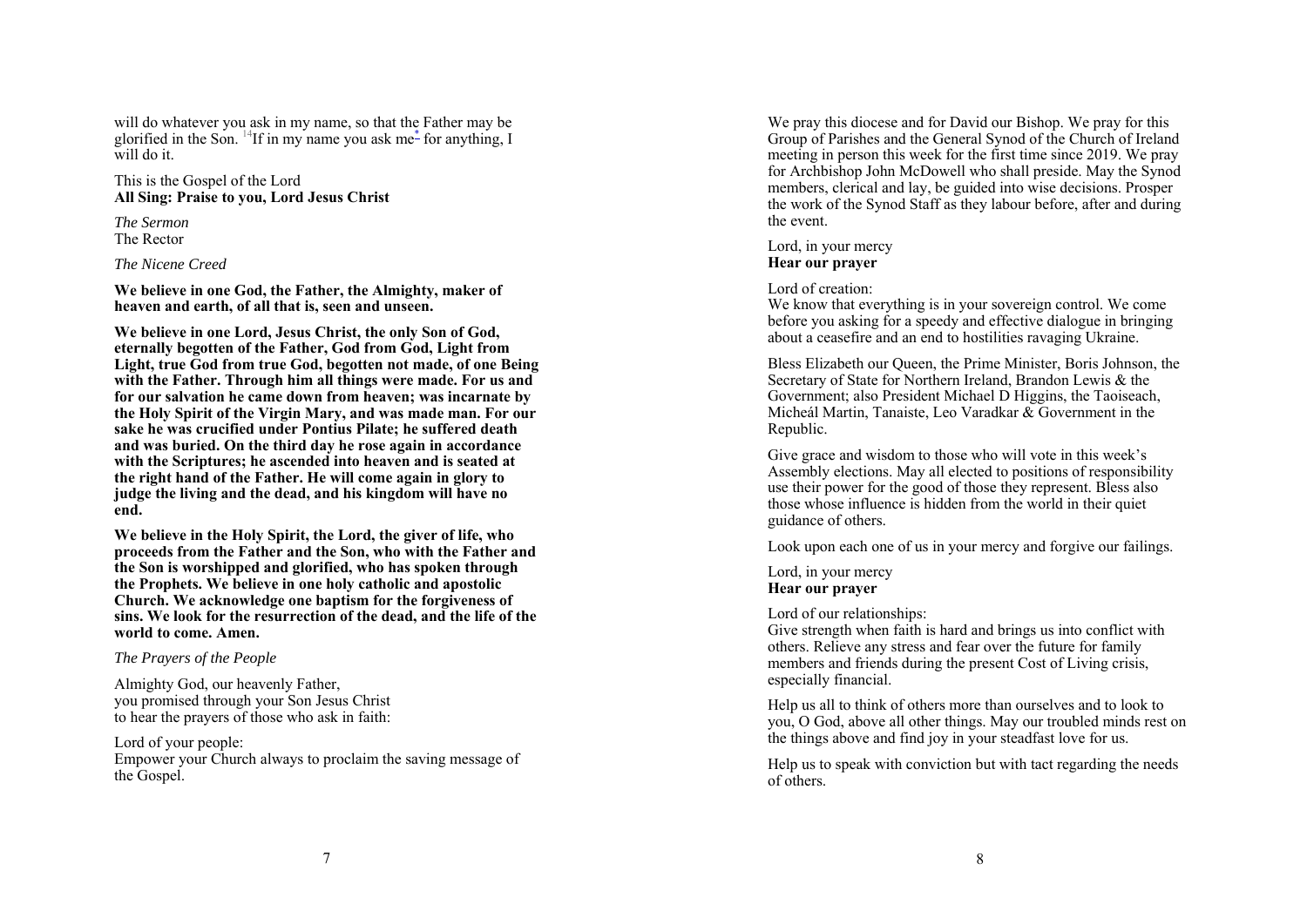will do whatever you ask in my name, so that the Father may be glorified in the Son. [14]If in my name you ask me* for anything, I will do it.

This is the Gospel of the Lord
**All Sing: Praise to you, Lord Jesus Christ**

*The Sermon*
The Rector

*The Nicene Creed*

**We believe in one God, the Father, the Almighty, maker of heaven and earth, of all that is, seen and unseen.**

**We believe in one Lord, Jesus Christ, the only Son of God, eternally begotten of the Father, God from God, Light from Light, true God from true God, begotten not made, of one Being with the Father. Through him all things were made. For us and for our salvation he came down from heaven; was incarnate by the Holy Spirit of the Virgin Mary, and was made man. For our sake he was crucified under Pontius Pilate; he suffered death and was buried. On the third day he rose again in accordance with the Scriptures; he ascended into heaven and is seated at the right hand of the Father. He will come again in glory to judge the living and the dead, and his kingdom will have no end.**

**We believe in the Holy Spirit, the Lord, the giver of life, who proceeds from the Father and the Son, who with the Father and the Son is worshipped and glorified, who has spoken through the Prophets. We believe in one holy catholic and apostolic Church. We acknowledge one baptism for the forgiveness of sins. We look for the resurrection of the dead, and the life of the world to come. Amen.**

*The Prayers of the People*

Almighty God, our heavenly Father,
you promised through your Son Jesus Christ
to hear the prayers of those who ask in faith:

Lord of your people:
Empower your Church always to proclaim the saving message of the Gospel.

We pray this diocese and for David our Bishop. We pray for this Group of Parishes and the General Synod of the Church of Ireland meeting in person this week for the first time since 2019. We pray for Archbishop John McDowell who shall preside. May the Synod members, clerical and lay, be guided into wise decisions. Prosper the work of the Synod Staff as they labour before, after and during the event.

Lord, in your mercy
**Hear our prayer**

Lord of creation:
We know that everything is in your sovereign control. We come before you asking for a speedy and effective dialogue in bringing about a ceasefire and an end to hostilities ravaging Ukraine.

Bless Elizabeth our Queen, the Prime Minister, Boris Johnson, the Secretary of State for Northern Ireland, Brandon Lewis & the Government; also President Michael D Higgins, the Taoiseach, Micheál Martin, Tanaiste, Leo Varadkar & Government in the Republic.

Give grace and wisdom to those who will vote in this week's Assembly elections. May all elected to positions of responsibility use their power for the good of those they represent. Bless also those whose influence is hidden from the world in their quiet guidance of others.

Look upon each one of us in your mercy and forgive our failings.

Lord, in your mercy
**Hear our prayer**

Lord of our relationships:
Give strength when faith is hard and brings us into conflict with others. Relieve any stress and fear over the future for family members and friends during the present Cost of Living crisis, especially financial.

Help us all to think of others more than ourselves and to look to you, O God, above all other things. May our troubled minds rest on the things above and find joy in your steadfast love for us.

Help us to speak with conviction but with tact regarding the needs of others.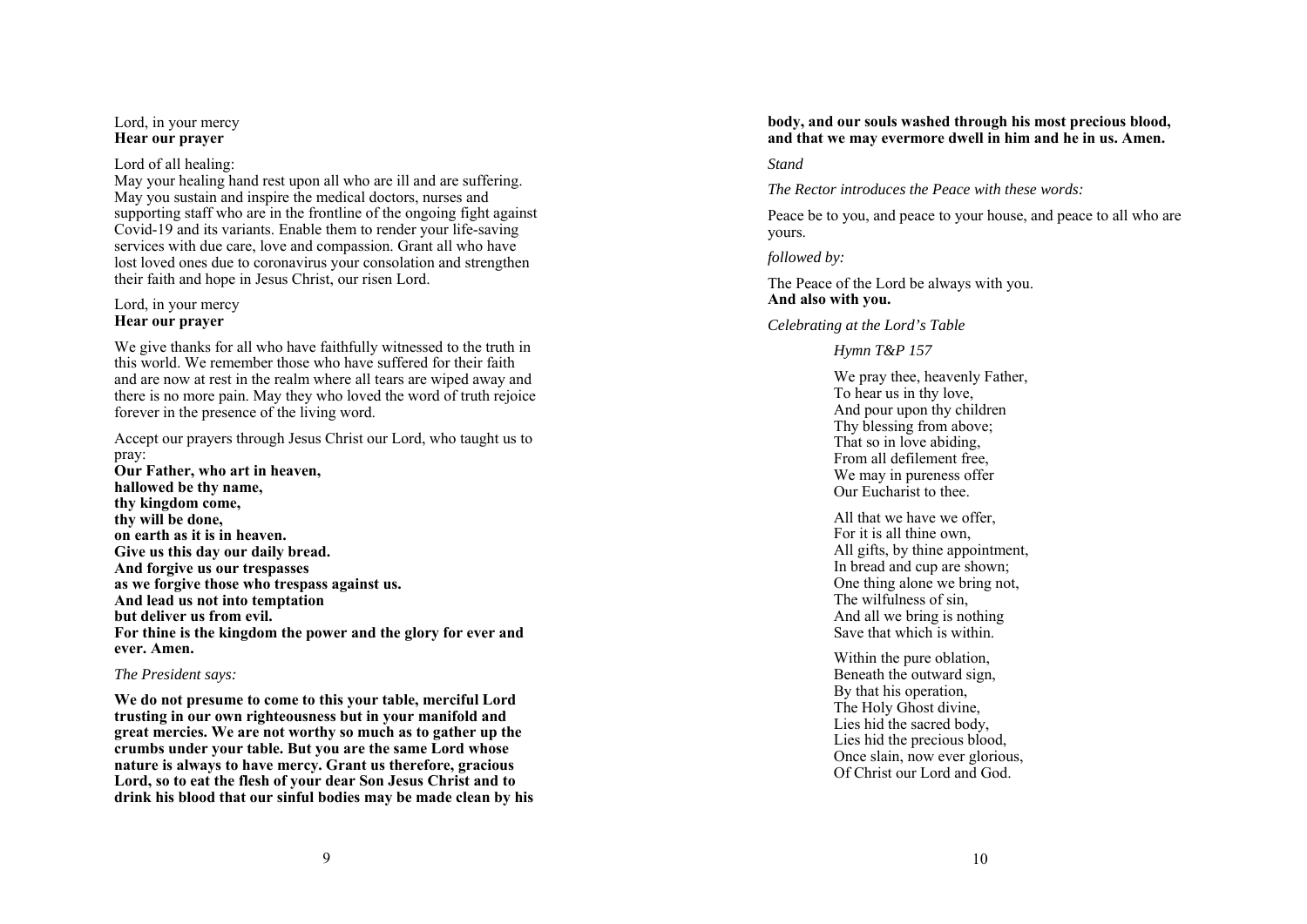Lord, in your mercy
**Hear our prayer**

Lord of all healing:
May your healing hand rest upon all who are ill and are suffering. May you sustain and inspire the medical doctors, nurses and supporting staff who are in the frontline of the ongoing fight against Covid-19 and its variants. Enable them to render your life-saving services with due care, love and compassion. Grant all who have lost loved ones due to coronavirus your consolation and strengthen their faith and hope in Jesus Christ, our risen Lord.

Lord, in your mercy
**Hear our prayer**

We give thanks for all who have faithfully witnessed to the truth in this world. We remember those who have suffered for their faith and are now at rest in the realm where all tears are wiped away and there is no more pain. May they who loved the word of truth rejoice forever in the presence of the living word.

Accept our prayers through Jesus Christ our Lord, who taught us to pray:
**Our Father, who art in heaven,**
**hallowed be thy name,**
**thy kingdom come,**
**thy will be done,**
**on earth as it is in heaven.**
**Give us this day our daily bread.**
**And forgive us our trespasses**
**as we forgive those who trespass against us.**
**And lead us not into temptation**
**but deliver us from evil.**
**For thine is the kingdom the power and the glory for ever and ever. Amen.**

*The President says:*

**We do not presume to come to this your table, merciful Lord trusting in our own righteousness but in your manifold and great mercies. We are not worthy so much as to gather up the crumbs under your table. But you are the same Lord whose nature is always to have mercy. Grant us therefore, gracious Lord, so to eat the flesh of your dear Son Jesus Christ and to drink his blood that our sinful bodies may be made clean by his body, and our souls washed through his most precious blood, and that we may evermore dwell in him and he in us. Amen.**

*Stand*

*The Rector introduces the Peace with these words:*

Peace be to you, and peace to your house, and peace to all who are yours.

*followed by:*

The Peace of the Lord be always with you.
**And also with you.**

*Celebrating at the Lord's Table*

*Hymn T&P 157*

We pray thee, heavenly Father,
To hear us in thy love,
And pour upon thy children
Thy blessing from above;
That so in love abiding,
From all defilement free,
We may in pureness offer
Our Eucharist to thee.

All that we have we offer,
For it is all thine own,
All gifts, by thine appointment,
In bread and cup are shown;
One thing alone we bring not,
The wilfulness of sin,
And all we bring is nothing
Save that which is within.

Within the pure oblation,
Beneath the outward sign,
By that his operation,
The Holy Ghost divine,
Lies hid the sacred body,
Lies hid the precious blood,
Once slain, now ever glorious,
Of Christ our Lord and God.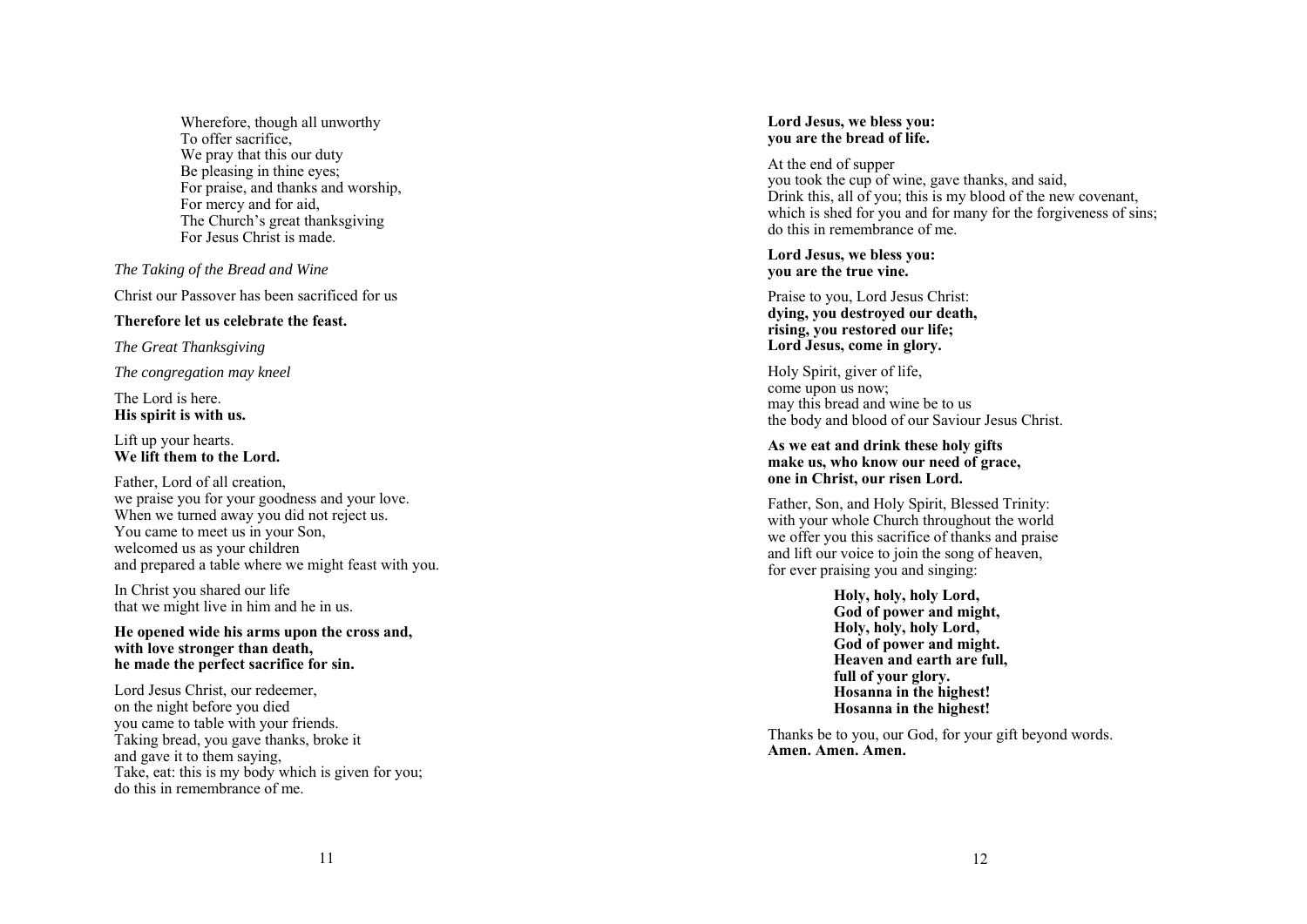Wherefore, though all unworthy
To offer sacrifice,
We pray that this our duty
Be pleasing in thine eyes;
For praise, and thanks and worship,
For mercy and for aid,
The Church's great thanksgiving
For Jesus Christ is made.

*The Taking of the Bread and Wine*

Christ our Passover has been sacrificed for us

**Therefore let us celebrate the feast.**

*The Great Thanksgiving*

*The congregation may kneel*

The Lord is here.
**His spirit is with us.**

Lift up your hearts.
**We lift them to the Lord.**

Father, Lord of all creation,
we praise you for your goodness and your love.
When we turned away you did not reject us.
You came to meet us in your Son,
welcomed us as your children
and prepared a table where we might feast with you.

In Christ you shared our life
that we might live in him and he in us.

**He opened wide his arms upon the cross and,
with love stronger than death,
he made the perfect sacrifice for sin.**

Lord Jesus Christ, our redeemer,
on the night before you died
you came to table with your friends.
Taking bread, you gave thanks, broke it
and gave it to them saying,
Take, eat: this is my body which is given for you;
do this in remembrance of me.

**Lord Jesus, we bless you:
you are the bread of life.**

At the end of supper
you took the cup of wine, gave thanks, and said,
Drink this, all of you; this is my blood of the new covenant,
which is shed for you and for many for the forgiveness of sins;
do this in remembrance of me.

**Lord Jesus, we bless you:
you are the true vine.**

Praise to you, Lord Jesus Christ:
**dying, you destroyed our death,
rising, you restored our life;
Lord Jesus, come in glory.**

Holy Spirit, giver of life,
come upon us now;
may this bread and wine be to us
the body and blood of our Saviour Jesus Christ.

**As we eat and drink these holy gifts
make us, who know our need of grace,
one in Christ, our risen Lord.**

Father, Son, and Holy Spirit, Blessed Trinity:
with your whole Church throughout the world
we offer you this sacrifice of thanks and praise
and lift our voice to join the song of heaven,
for ever praising you and singing:

**Holy, holy, holy Lord,
God of power and might,
Holy, holy, holy Lord,
God of power and might.
Heaven and earth are full,
full of your glory.
Hosanna in the highest!
Hosanna in the highest!**

Thanks be to you, our God, for your gift beyond words.
**Amen. Amen. Amen.**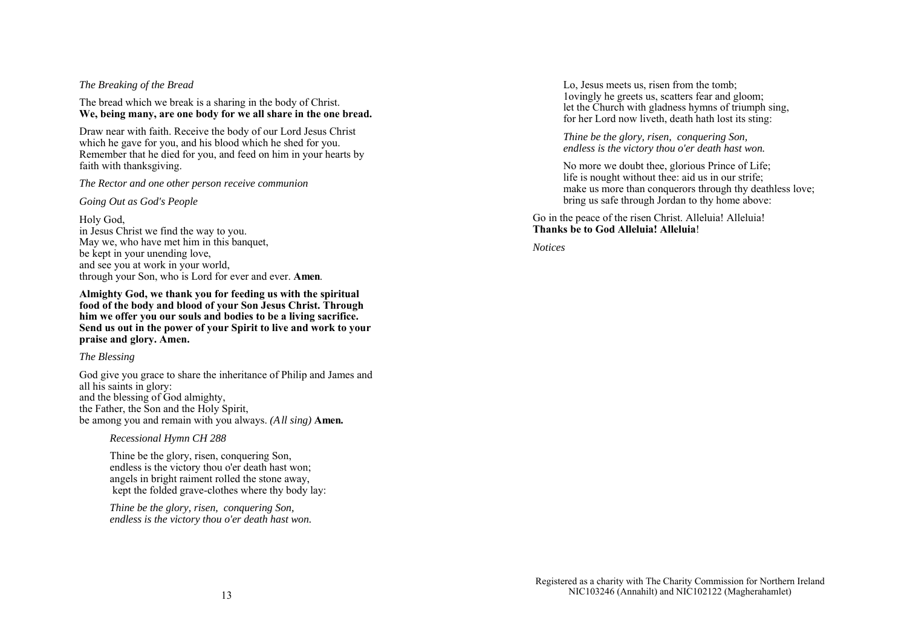*The Breaking of the Bread*

The bread which we break is a sharing in the body of Christ.
**We, being many, are one body for we all share in the one bread.**

Draw near with faith. Receive the body of our Lord Jesus Christ which he gave for you, and his blood which he shed for you. Remember that he died for you, and feed on him in your hearts by faith with thanksgiving.

*The Rector and one other person receive communion*

*Going Out as God's People*

Holy God,
in Jesus Christ we find the way to you.
May we, who have met him in this banquet,
be kept in your unending love,
and see you at work in your world,
through your Son, who is Lord for ever and ever. **Amen**.

**Almighty God, we thank you for feeding us with the spiritual food of the body and blood of your Son Jesus Christ. Through him we offer you our souls and bodies to be a living sacrifice. Send us out in the power of your Spirit to live and work to your praise and glory. Amen.**

*The Blessing*

God give you grace to share the inheritance of Philip and James and all his saints in glory:
and the blessing of God almighty,
the Father, the Son and the Holy Spirit,
be among you and remain with you always. *(All sing)* **Amen.**

*Recessional Hymn CH 288*

Thine be the glory, risen, conquering Son,
endless is the victory thou o'er death hast won;
angels in bright raiment rolled the stone away,
kept the folded grave-clothes where thy body lay:

*Thine be the glory, risen, conquering Son,*
*endless is the victory thou o'er death hast won.*

Lo, Jesus meets us, risen from the tomb;
1ovingly he greets us, scatters fear and gloom;
let the Church with gladness hymns of triumph sing,
for her Lord now liveth, death hath lost its sting:

*Thine be the glory, risen, conquering Son,*
*endless is the victory thou o'er death hast won.*

No more we doubt thee, glorious Prince of Life;
life is nought without thee: aid us in our strife;
make us more than conquerors through thy deathless love;
bring us safe through Jordan to thy home above:

Go in the peace of the risen Christ. Alleluia! Alleluia!
**Thanks be to God Alleluia! Alleluia**!

*Notices*

Registered as a charity with The Charity Commission for Northern Ireland
NIC103246 (Annahilt) and NIC102122 (Magherahamlet)